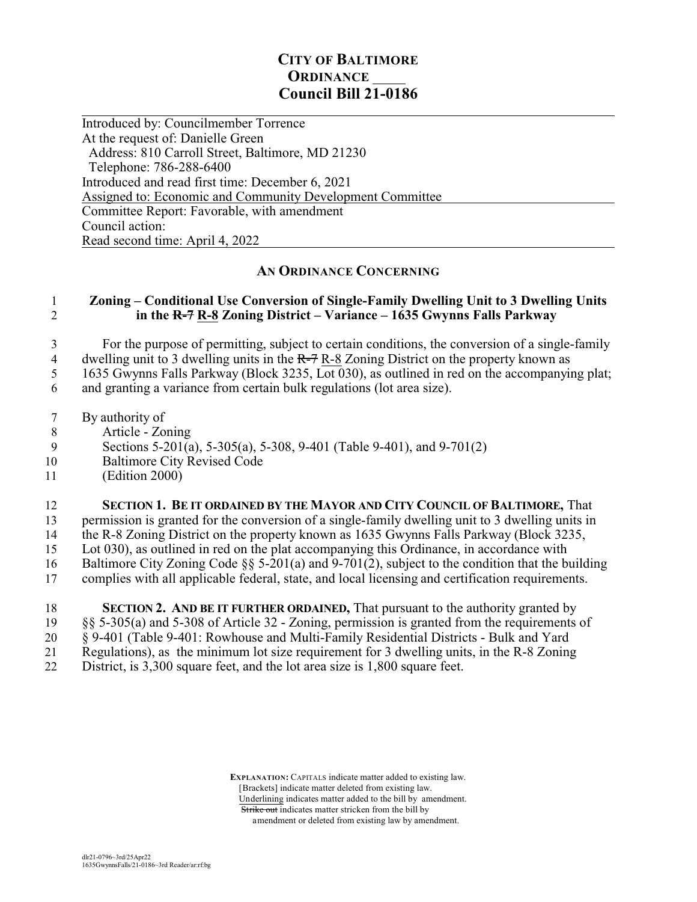# CITY OF BALTIMORE
## ORDINANCE ____
## Council Bill 21-0186

Introduced by: Councilmember Torrence
At the request of: Danielle Green
Address: 810 Carroll Street, Baltimore, MD 21230
Telephone: 786-288-6400
Introduced and read first time: December 6, 2021
Assigned to: Economic and Community Development Committee
Committee Report: Favorable, with amendment
Council action:
Read second time: April 4, 2022

### AN ORDINANCE CONCERNING

1 **Zoning – Conditional Use Conversion of Single-Family Dwelling Unit to 3 Dwelling Units**
2 **in the ~~R-7~~ R-8 Zoning District – Variance – 1635 Gwynns Falls Parkway**

3 For the purpose of permitting, subject to certain conditions, the conversion of a single-family
4 dwelling unit to 3 dwelling units in the ~~R-7~~ R-8 Zoning District on the property known as
5 1635 Gwynns Falls Parkway (Block 3235, Lot 030), as outlined in red on the accompanying plat;
6 and granting a variance from certain bulk regulations (lot area size).

7 By authority of
8 Article - Zoning
9 Sections 5-201(a), 5-305(a), 5-308, 9-401 (Table 9-401), and 9-701(2)
10 Baltimore City Revised Code
11 (Edition 2000)

12 **SECTION 1. BE IT ORDAINED BY THE MAYOR AND CITY COUNCIL OF BALTIMORE,** That
13 permission is granted for the conversion of a single-family dwelling unit to 3 dwelling units in
14 the R-8 Zoning District on the property known as 1635 Gwynns Falls Parkway (Block 3235,
15 Lot 030), as outlined in red on the plat accompanying this Ordinance, in accordance with
16 Baltimore City Zoning Code §§ 5-201(a) and 9-701(2), subject to the condition that the building
17 complies with all applicable federal, state, and local licensing and certification requirements.

18 **SECTION 2. AND BE IT FURTHER ORDAINED,** That pursuant to the authority granted by
19 §§ 5-305(a) and 5-308 of Article 32 - Zoning, permission is granted from the requirements of
20 § 9-401 (Table 9-401: Rowhouse and Multi-Family Residential Districts - Bulk and Yard
21 Regulations), as the minimum lot size requirement for 3 dwelling units, in the R-8 Zoning
22 District, is 3,300 square feet, and the lot area size is 1,800 square feet.

**EXPLANATION:** CAPITALS indicate matter added to existing law.
[Brackets] indicate matter deleted from existing law.
Underlining indicates matter added to the bill by amendment.
~~Strike out~~ indicates matter stricken from the bill by amendment or deleted from existing law by amendment.

dlr21-0796~3rd/25Apr22
1635GwynnsFalls/21-0186~3rd Reader/ar:rf:bg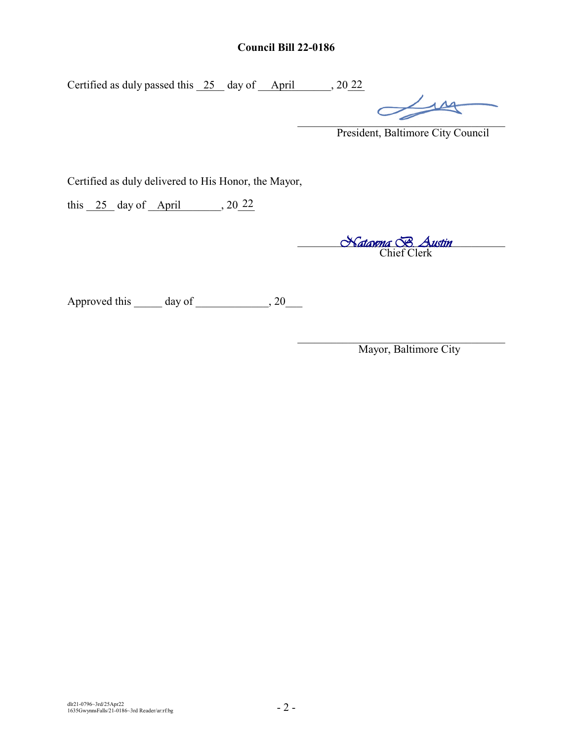**Council Bill 22-0186**

Certified as duly passed this 25 day of April, 20 22

President, Baltimore City Council

Certified as duly delivered to His Honor, the Mayor,

this 25 day of April, 20 22

Natawna B. Austin

Chief Clerk

Approved this _____ day of _____________, 20___

Mayor, Baltimore City

dlr21-0796~3rd/25Apr22
1635GwynnsFalls/21-0186~3rd Reader/ar:rf:bg